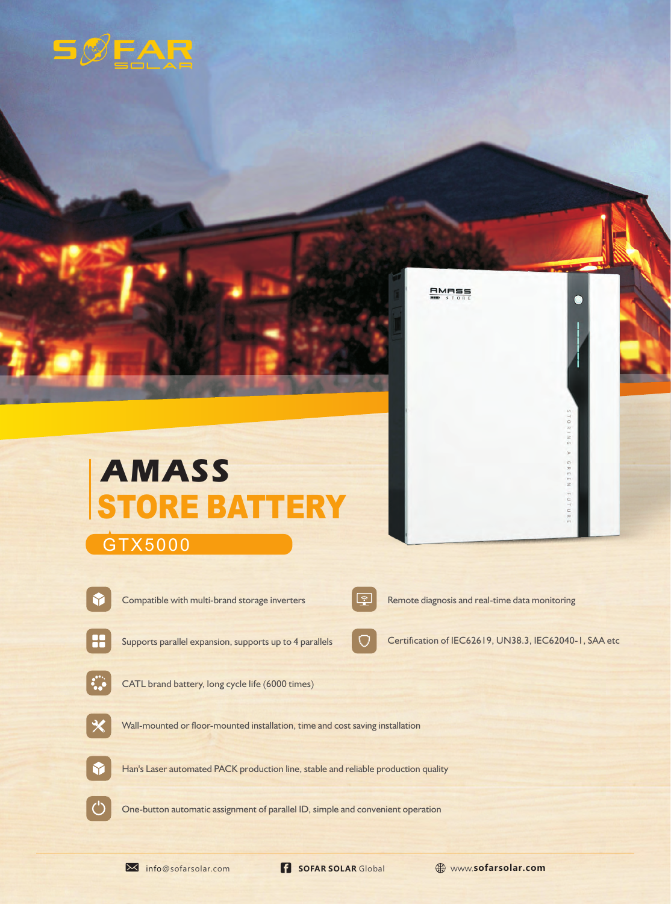SOFAR SOLAR

# AMASS
# STORE BATTERY

## GTX5000

- Compatible with multi-brand storage inverters
- Remote diagnosis and real-time data monitoring
- Supports parallel expansion, supports up to 4 parallels
- Certification of IEC62619, UN38.3, IEC62040-1, SAA etc
- CATL brand battery, long cycle life (6000 times)
- Wall-mounted or floor-mounted installation, time and cost saving installation
- Han's Laser automated PACK production line, stable and reliable production quality
- One-button automatic assignment of parallel ID, simple and convenient operation

info@sofarsolar.com | **SOFAR SOLAR** Global | www.**sofarsolar.com**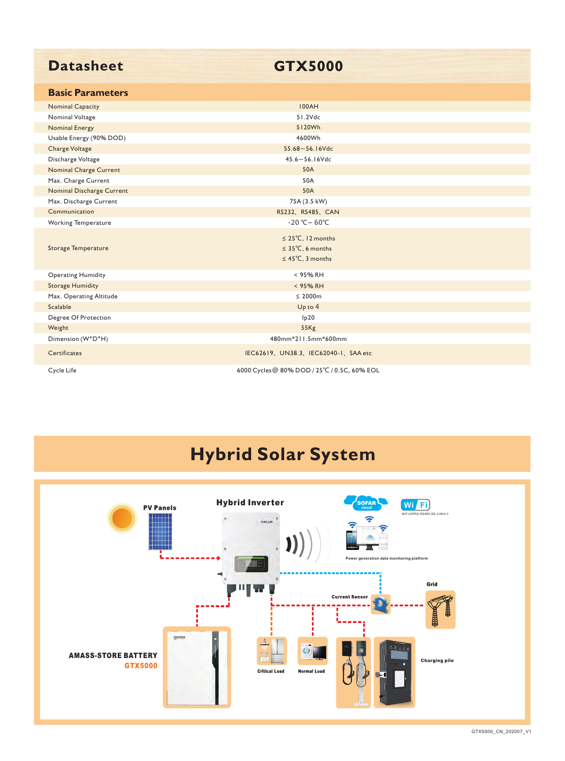# Datasheet GTX5000

## Basic Parameters

| | |
|---|---|
| Nominal Capacity | 100AH |
| Nominal Voltage | 51.2Vdc |
| Nominal Energy | 5120Wh |
| Usable Energy (90% DOD) | 4600Wh |
| Charge Voltage | 55.68～56.16Vdc |
| Discharge Voltage | 45.6～56.16Vdc |
| Nominal Charge Current | 50A |
| Max. Charge Current | 50A |
| Nominal Discharge Current | 50A |
| Max. Discharge Current | 75A (3.5 kW) |
| Communication | RS232、RS485、CAN |
| Working Temperature | -20 ℃～60℃ |
| Storage Temperature | ≤ 25℃, 12 months<br>≤ 35℃, 6 months<br>≤ 45℃, 3 months |
| Operating Humidity | < 95% RH |
| Storage Humidity | < 95% RH |
| Max. Operating Altitude | ≤ 2000m |
| Scalable | Up to 4 |
| Degree Of Protection | Ip20 |
| Weight | 55Kg |
| Dimension (W*D*H) | 480mm*211.5mm*600mm |
| Certificates | IEC62619、UN38.3、IEC62040-1、SAA etc |
| Cycle Life | 6000 Cycles@ 80% DOD / 25℃ / 0.5C, 60% EOL |

# Hybrid Solar System

PV Panels

Hybrid Inverter

SOFAR cloud

WiFi

WiFi/GPRS,RS485,SD,CAN2.0

Power generation data monitoring platform

Grid

Current Sensor

AMASS-STORE BATTERY
GTX5000

Critical Load

Normal Load

Charging pile

GTX5000_CN_202007_V1